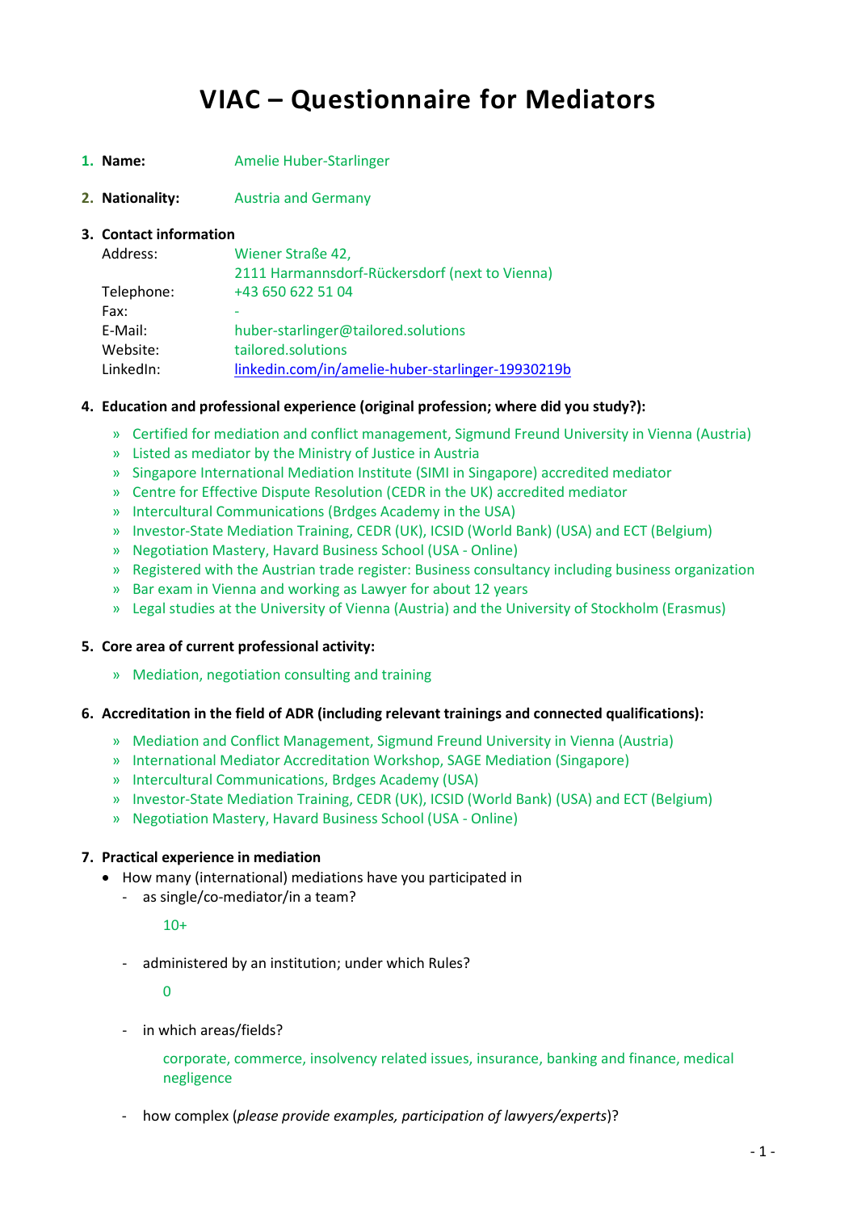# VIAC – Questionnaire for Mediators

1. **Name:** Amelie Huber-Starlinger

2. **Nationality:** Austria and Germany

3. **Contact information**

| | |
|---|---|
| Address: | Wiener Straße 42, 2111 Harmannsdorf-Rückersdorf (next to Vienna) |
| Telephone: | +43 650 622 51 04 |
| Fax: | - |
| E-Mail: | huber-starlinger@tailored.solutions |
| Website: | tailored.solutions |
| LinkedIn: | [linkedin.com/in/amelie-huber-starlinger-19930219b](https://linkedin.com/in/amelie-huber-starlinger-19930219b) |

4. **Education and professional experience (original profession; where did you study?):**

   » Certified for mediation and conflict management, Sigmund Freund University in Vienna (Austria)
   » Listed as mediator by the Ministry of Justice in Austria
   » Singapore International Mediation Institute (SIMI in Singapore) accredited mediator
   » Centre for Effective Dispute Resolution (CEDR in the UK) accredited mediator
   » Intercultural Communications (Brdges Academy in the USA)
   » Investor-State Mediation Training, CEDR (UK), ICSID (World Bank) (USA) and ECT (Belgium)
   » Negotiation Mastery, Havard Business School (USA - Online)
   » Registered with the Austrian trade register: Business consultancy including business organization
   » Bar exam in Vienna and working as Lawyer for about 12 years
   » Legal studies at the University of Vienna (Austria) and the University of Stockholm (Erasmus)

5. **Core area of current professional activity:**

   » Mediation, negotiation consulting and training

6. **Accreditation in the field of ADR (including relevant trainings and connected qualifications):**

   » Mediation and Conflict Management, Sigmund Freund University in Vienna (Austria)
   » International Mediator Accreditation Workshop, SAGE Mediation (Singapore)
   » Intercultural Communications, Brdges Academy (USA)
   » Investor-State Mediation Training, CEDR (UK), ICSID (World Bank) (USA) and ECT (Belgium)
   » Negotiation Mastery, Havard Business School (USA - Online)

7. **Practical experience in mediation**

   - How many (international) mediations have you participated in
     - as single/co-mediator/in a team?

       10+

     - administered by an institution; under which Rules?

       0

     - in which areas/fields?

       corporate, commerce, insolvency related issues, insurance, banking and finance, medical negligence

     - how complex (*please provide examples, participation of lawyers/experts*)?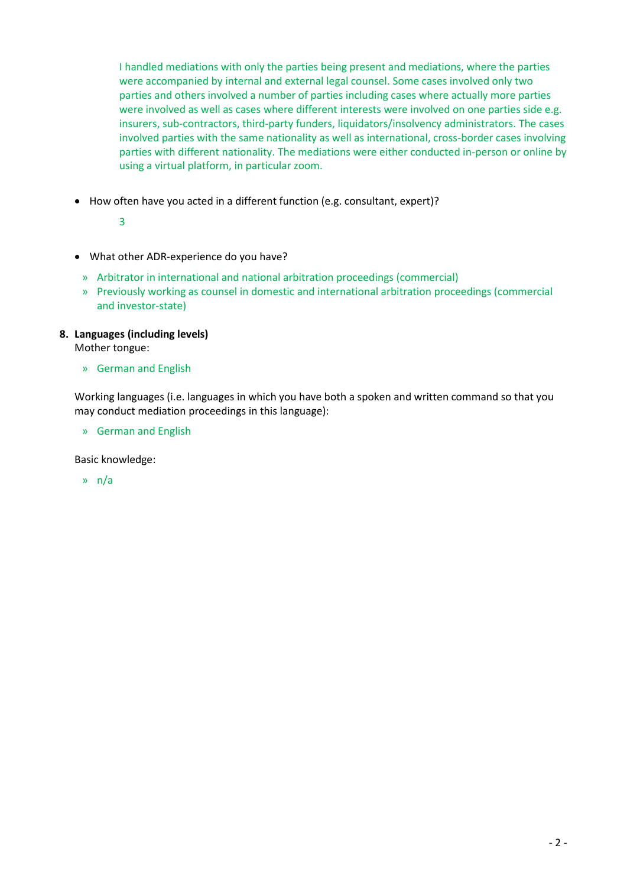I handled mediations with only the parties being present and mediations, where the parties were accompanied by internal and external legal counsel. Some cases involved only two parties and others involved a number of parties including cases where actually more parties were involved as well as cases where different interests were involved on one parties side e.g. insurers, sub-contractors, third-party funders, liquidators/insolvency administrators. The cases involved parties with the same nationality as well as international, cross-border cases involving parties with different nationality. The mediations were either conducted in-person or online by using a virtual platform, in particular zoom.

- How often have you acted in a different function (e.g. consultant, expert)?

  3

- What other ADR-experience do you have?

  » Arbitrator in international and national arbitration proceedings (commercial)
  » Previously working as counsel in domestic and international arbitration proceedings (commercial and investor-state)

**8. Languages (including levels)**

Mother tongue:

» German and English

Working languages (i.e. languages in which you have both a spoken and written command so that you may conduct mediation proceedings in this language):

» German and English

Basic knowledge:

» n/a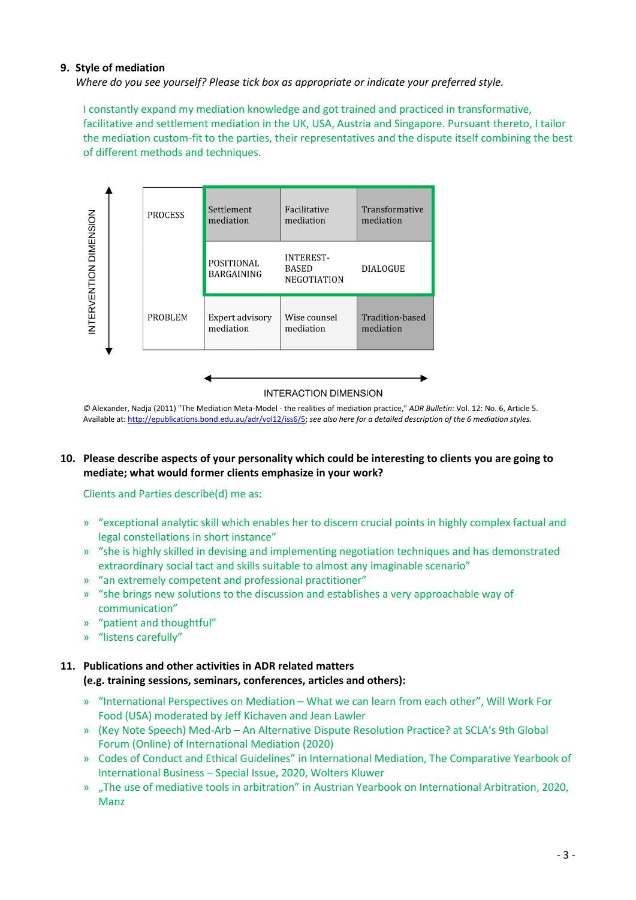**9. Style of mediation**

*Where do you see yourself? Please tick box as appropriate or indicate your preferred style.*

I constantly expand my mediation knowledge and got trained and practiced in transformative, facilitative and settlement mediation in the UK, USA, Austria and Singapore. Pursuant thereto, I tailor the mediation custom-fit to the parties, their representatives and the dispute itself combining the best of different methods and techniques.

| INTERVENTION DIMENSION | | | |
|---|---|---|---|
| PROCESS | Settlement mediation | Facilitative mediation | Transformative mediation |
| | POSITIONAL BARGAINING | INTEREST-BASED NEGOTIATION | DIALOGUE |
| PROBLEM | Expert advisory mediation | Wise counsel mediation | Tradition-based mediation |

INTERACTION DIMENSION

© Alexander, Nadja (2011) "The Mediation Meta-Model - the realities of mediation practice," *ADR Bulletin*: Vol. 12: No. 6, Article 5. Available at: http://epublications.bond.edu.au/adr/vol12/iss6/5; *see also here for a detailed description of the 6 mediation styles.*

**10. Please describe aspects of your personality which could be interesting to clients you are going to mediate; what would former clients emphasize in your work?**

Clients and Parties describe(d) me as:

- "exceptional analytic skill which enables her to discern crucial points in highly complex factual and legal constellations in short instance"
- "she is highly skilled in devising and implementing negotiation techniques and has demonstrated extraordinary social tact and skills suitable to almost any imaginable scenario"
- "an extremely competent and professional practitioner"
- "she brings new solutions to the discussion and establishes a very approachable way of communication"
- "patient and thoughtful"
- "listens carefully"

**11. Publications and other activities in ADR related matters (e.g. training sessions, seminars, conferences, articles and others):**

- "International Perspectives on Mediation – What we can learn from each other", Will Work For Food (USA) moderated by Jeff Kichaven and Jean Lawler
- (Key Note Speech) Med-Arb – An Alternative Dispute Resolution Practice? at SCLA's 9th Global Forum (Online) of International Mediation (2020)
- Codes of Conduct and Ethical Guidelines" in International Mediation, The Comparative Yearbook of International Business – Special Issue, 2020, Wolters Kluwer
- „The use of mediative tools in arbitration" in Austrian Yearbook on International Arbitration, 2020, Manz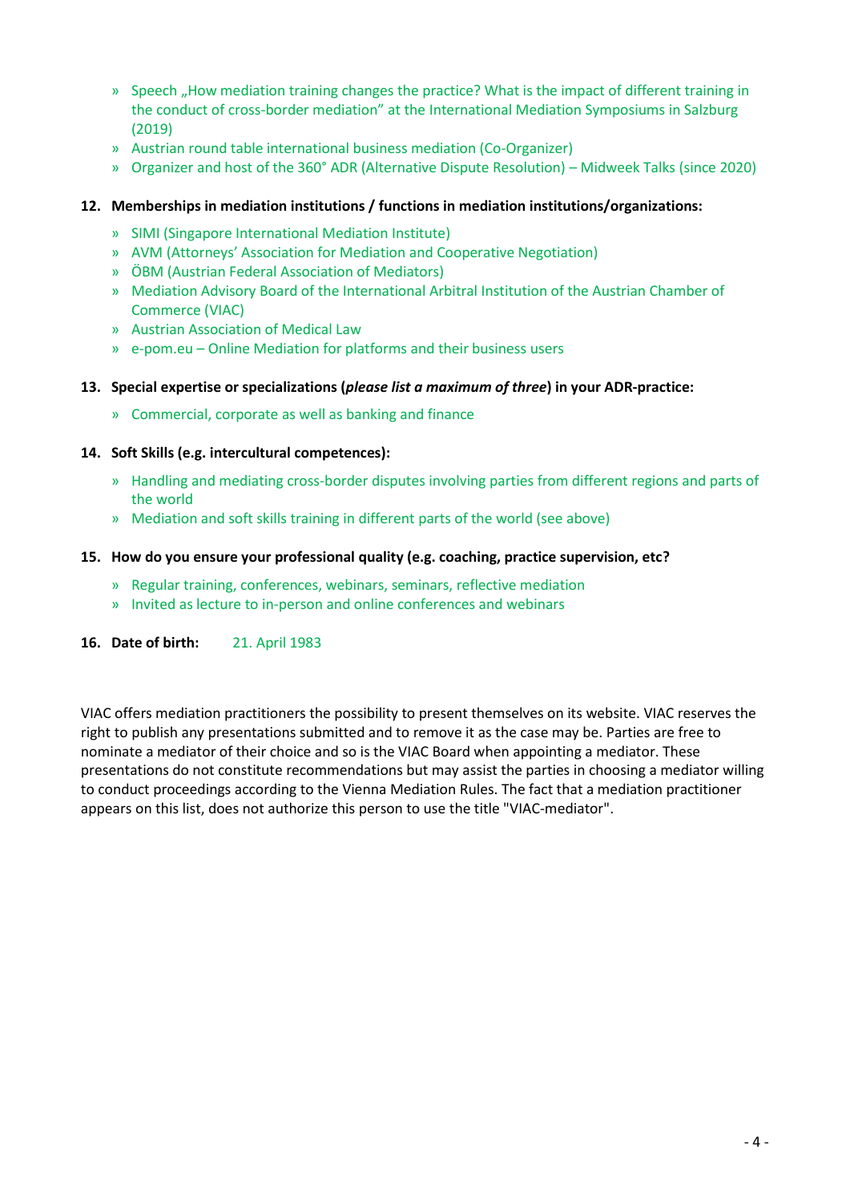- » Speech „How mediation training changes the practice? What is the impact of different training in the conduct of cross-border mediation" at the International Mediation Symposiums in Salzburg (2019)
- » Austrian round table international business mediation (Co-Organizer)
- » Organizer and host of the 360° ADR (Alternative Dispute Resolution) – Midweek Talks (since 2020)

**12. Memberships in mediation institutions / functions in mediation institutions/organizations:**

- » SIMI (Singapore International Mediation Institute)
- » AVM (Attorneys' Association for Mediation and Cooperative Negotiation)
- » ÖBM (Austrian Federal Association of Mediators)
- » Mediation Advisory Board of the International Arbitral Institution of the Austrian Chamber of Commerce (VIAC)
- » Austrian Association of Medical Law
- » e-pom.eu – Online Mediation for platforms and their business users

**13. Special expertise or specializations (*please list a maximum of three*) in your ADR-practice:**

- » Commercial, corporate as well as banking and finance

**14. Soft Skills (e.g. intercultural competences):**

- » Handling and mediating cross-border disputes involving parties from different regions and parts of the world
- » Mediation and soft skills training in different parts of the world (see above)

**15. How do you ensure your professional quality (e.g. coaching, practice supervision, etc?**

- » Regular training, conferences, webinars, seminars, reflective mediation
- » Invited as lecture to in-person and online conferences and webinars

**16. Date of birth:** 21. April 1983

VIAC offers mediation practitioners the possibility to present themselves on its website. VIAC reserves the right to publish any presentations submitted and to remove it as the case may be. Parties are free to nominate a mediator of their choice and so is the VIAC Board when appointing a mediator. These presentations do not constitute recommendations but may assist the parties in choosing a mediator willing to conduct proceedings according to the Vienna Mediation Rules. The fact that a mediation practitioner appears on this list, does not authorize this person to use the title "VIAC-mediator".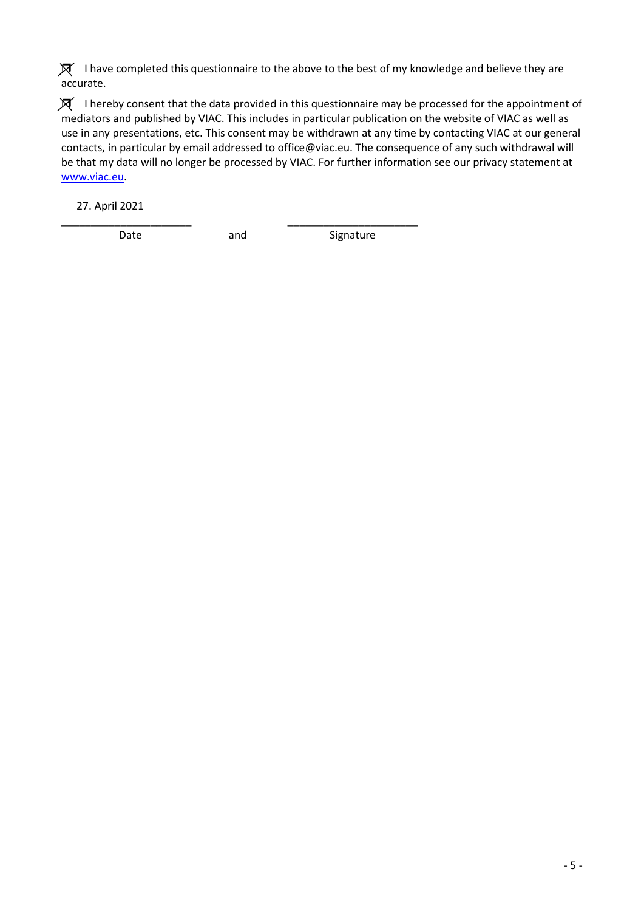☒ I have completed this questionnaire to the above to the best of my knowledge and believe they are accurate.

☒ I hereby consent that the data provided in this questionnaire may be processed for the appointment of mediators and published by VIAC. This includes in particular publication on the website of VIAC as well as use in any presentations, etc. This consent may be withdrawn at any time by contacting VIAC at our general contacts, in particular by email addressed to office@viac.eu. The consequence of any such withdrawal will be that my data will no longer be processed by VIAC. For further information see our privacy statement at www.viac.eu.

27. April 2021

______________________ and ______________________

Date and Signature